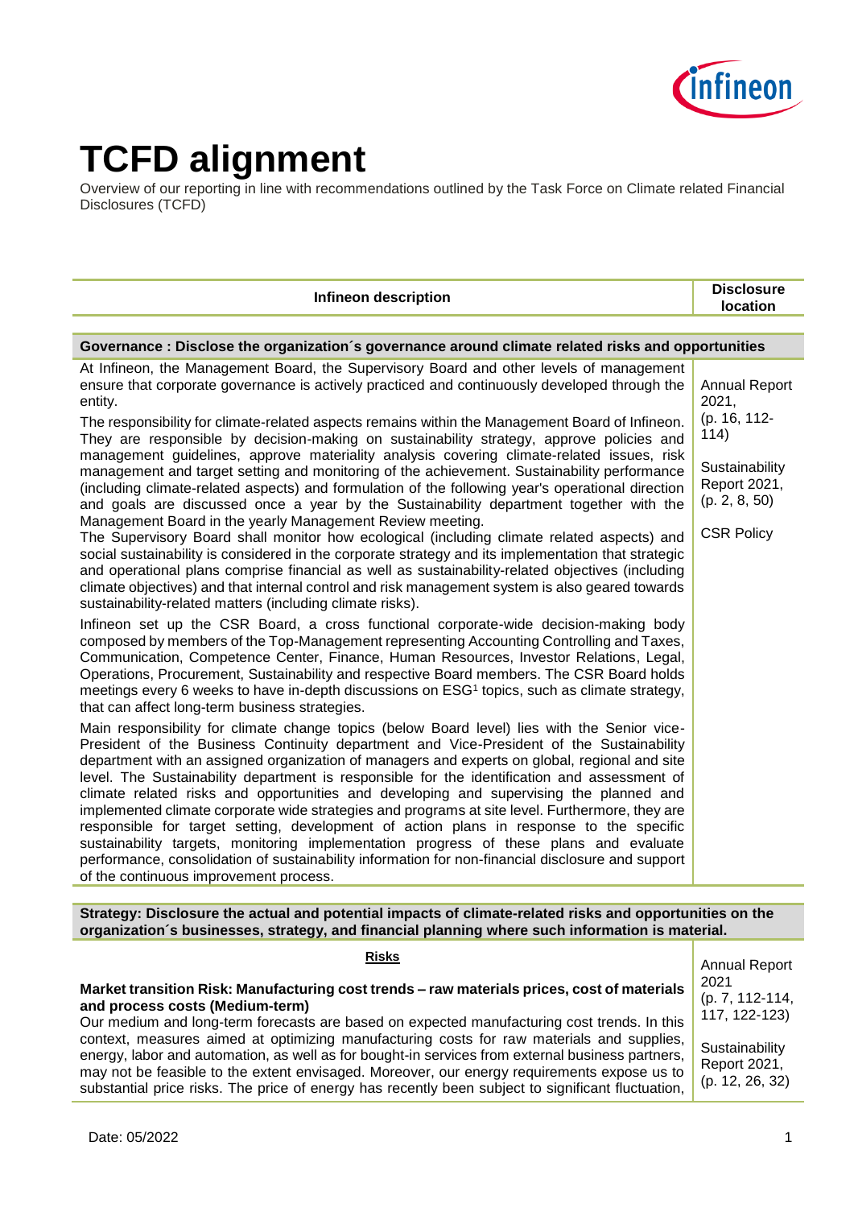# TCFD alignment

Overview of our reporting in line with recommendations outlined by the Task Force on Climate related Financial Disclosures (TCFD)

| Infineon description | Disclosure location |
|---|---|
| **Governance : Disclose the organization´s governance around climate related risks and opportunities** | |
| At Infineon, the Management Board, the Supervisory Board and other levels of management ensure that corporate governance is actively practiced and continuously developed through the entity.<br><br>The responsibility for climate-related aspects remains within the Management Board of Infineon. They are responsible by decision-making on sustainability strategy, approve policies and management guidelines, approve materiality analysis covering climate-related issues, risk management and target setting and monitoring of the achievement. Sustainability performance (including climate-related aspects) and formulation of the following year's operational direction and goals are discussed once a year by the Sustainability department together with the Management Board in the yearly Management Review meeting.<br>The Supervisory Board shall monitor how ecological (including climate related aspects) and social sustainability is considered in the corporate strategy and its implementation that strategic and operational plans comprise financial as well as sustainability-related objectives (including climate objectives) and that internal control and risk management system is also geared towards sustainability-related matters (including climate risks).<br><br>Infineon set up the CSR Board, a cross functional corporate-wide decision-making body composed by members of the Top-Management representing Accounting Controlling and Taxes, Communication, Competence Center, Finance, Human Resources, Investor Relations, Legal, Operations, Procurement, Sustainability and respective Board members. The CSR Board holds meetings every 6 weeks to have in-depth discussions on ESG[1] topics, such as climate strategy, that can affect long-term business strategies.<br><br>Main responsibility for climate change topics (below Board level) lies with the Senior vice-President of the Business Continuity department and Vice-President of the Sustainability department with an assigned organization of managers and experts on global, regional and site level. The Sustainability department is responsible for the identification and assessment of climate related risks and opportunities and developing and supervising the planned and implemented climate corporate wide strategies and programs at site level. Furthermore, they are responsible for target setting, development of action plans in response to the specific sustainability targets, monitoring implementation progress of these plans and evaluate performance, consolidation of sustainability information for non-financial disclosure and support of the continuous improvement process. | Annual Report 2021, (p. 16, 112-114)<br><br>Sustainability Report 2021, (p. 2, 8, 50)<br><br>CSR Policy |
| **Strategy: Disclosure the actual and potential impacts of climate-related risks and opportunities on the organization´s businesses, strategy, and financial planning where such information is material.** | |
| **<u>Risks</u>**<br><br>**Market transition Risk: Manufacturing cost trends – raw materials prices, cost of materials and process costs (Medium-term)**<br>Our medium and long-term forecasts are based on expected manufacturing cost trends. In this context, measures aimed at optimizing manufacturing costs for raw materials and supplies, energy, labor and automation, as well as for bought-in services from external business partners, may not be feasible to the extent envisaged. Moreover, our energy requirements expose us to substantial price risks. The price of energy has recently been subject to significant fluctuation, | Annual Report 2021 (p. 7, 112-114, 117, 122-123)<br><br>Sustainability Report 2021, (p. 12, 26, 32) |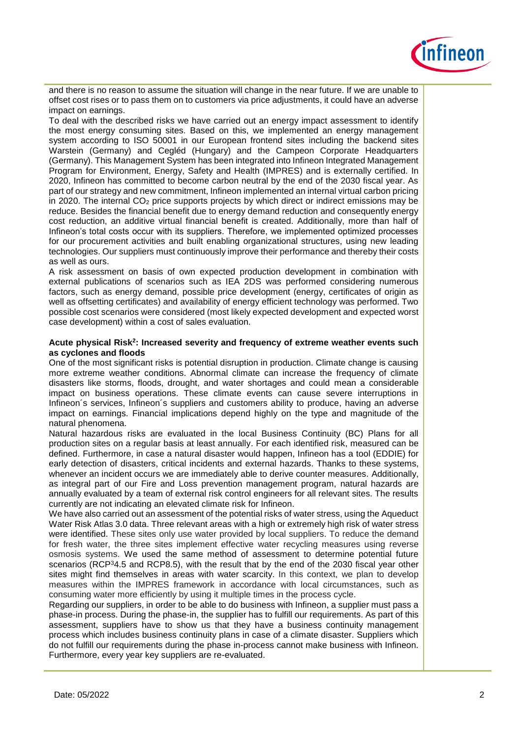and there is no reason to assume the situation will change in the near future. If we are unable to offset cost rises or to pass them on to customers via price adjustments, it could have an adverse impact on earnings.

To deal with the described risks we have carried out an energy impact assessment to identify the most energy consuming sites. Based on this, we implemented an energy management system according to ISO 50001 in our European frontend sites including the backend sites Warstein (Germany) and Cegléd (Hungary) and the Campeon Corporate Headquarters (Germany). This Management System has been integrated into Infineon Integrated Management Program for Environment, Energy, Safety and Health (IMPRES) and is externally certified. In 2020, Infineon has committed to become carbon neutral by the end of the 2030 fiscal year. As part of our strategy and new commitment, Infineon implemented an internal virtual carbon pricing in 2020. The internal $CO_2$ price supports projects by which direct or indirect emissions may be reduce. Besides the financial benefit due to energy demand reduction and consequently energy cost reduction, an additive virtual financial benefit is created. Additionally, more than half of Infineon's total costs occur with its suppliers. Therefore, we implemented optimized processes for our procurement activities and built enabling organizational structures, using new leading technologies. Our suppliers must continuously improve their performance and thereby their costs as well as ours.

A risk assessment on basis of own expected production development in combination with external publications of scenarios such as IEA 2DS was performed considering numerous factors, such as energy demand, possible price development (energy, certificates of origin as well as offsetting certificates) and availability of energy efficient technology was performed. Two possible cost scenarios were considered (most likely expected development and expected worst case development) within a cost of sales evaluation.

**Acute physical Risk[2]: Increased severity and frequency of extreme weather events such as cyclones and floods**

One of the most significant risks is potential disruption in production. Climate change is causing more extreme weather conditions. Abnormal climate can increase the frequency of climate disasters like storms, floods, drought, and water shortages and could mean a considerable impact on business operations. These climate events can cause severe interruptions in Infineon´s services, Infineon´s suppliers and customers ability to produce, having an adverse impact on earnings. Financial implications depend highly on the type and magnitude of the natural phenomena.

Natural hazardous risks are evaluated in the local Business Continuity (BC) Plans for all production sites on a regular basis at least annually. For each identified risk, measured can be defined. Furthermore, in case a natural disaster would happen, Infineon has a tool (EDDIE) for early detection of disasters, critical incidents and external hazards. Thanks to these systems, whenever an incident occurs we are immediately able to derive counter measures. Additionally, as integral part of our Fire and Loss prevention management program, natural hazards are annually evaluated by a team of external risk control engineers for all relevant sites. The results currently are not indicating an elevated climate risk for Infineon.

We have also carried out an assessment of the potential risks of water stress, using the Aqueduct Water Risk Atlas 3.0 data. Three relevant areas with a high or extremely high risk of water stress were identified. These sites only use water provided by local suppliers. To reduce the demand for fresh water, the three sites implement effective water recycling measures using reverse osmosis systems. We used the same method of assessment to determine potential future scenarios (RCP[3]4.5 and RCP8.5), with the result that by the end of the 2030 fiscal year other sites might find themselves in areas with water scarcity. In this context, we plan to develop measures within the IMPRES framework in accordance with local circumstances, such as consuming water more efficiently by using it multiple times in the process cycle.

Regarding our suppliers, in order to be able to do business with Infineon, a supplier must pass a phase-in process. During the phase-in, the supplier has to fulfill our requirements. As part of this assessment, suppliers have to show us that they have a business continuity management process which includes business continuity plans in case of a climate disaster. Suppliers which do not fulfill our requirements during the phase in-process cannot make business with Infineon. Furthermore, every year key suppliers are re-evaluated.

Date: 05/2022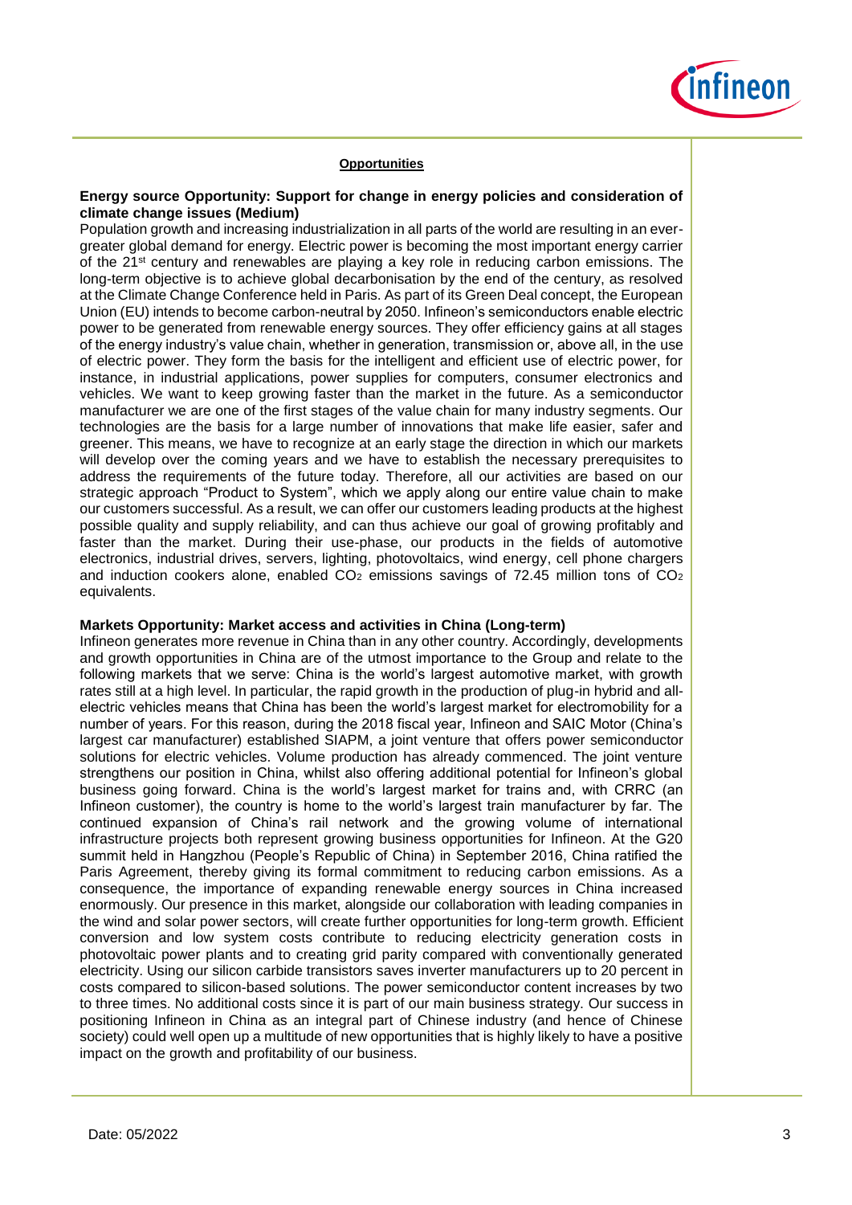## Opportunities

**Energy source Opportunity: Support for change in energy policies and consideration of climate change issues (Medium)**

Population growth and increasing industrialization in all parts of the world are resulting in an ever-greater global demand for energy. Electric power is becoming the most important energy carrier of the 21st century and renewables are playing a key role in reducing carbon emissions. The long-term objective is to achieve global decarbonisation by the end of the century, as resolved at the Climate Change Conference held in Paris. As part of its Green Deal concept, the European Union (EU) intends to become carbon-neutral by 2050. Infineon's semiconductors enable electric power to be generated from renewable energy sources. They offer efficiency gains at all stages of the energy industry's value chain, whether in generation, transmission or, above all, in the use of electric power. They form the basis for the intelligent and efficient use of electric power, for instance, in industrial applications, power supplies for computers, consumer electronics and vehicles. We want to keep growing faster than the market in the future. As a semiconductor manufacturer we are one of the first stages of the value chain for many industry segments. Our technologies are the basis for a large number of innovations that make life easier, safer and greener. This means, we have to recognize at an early stage the direction in which our markets will develop over the coming years and we have to establish the necessary prerequisites to address the requirements of the future today. Therefore, all our activities are based on our strategic approach "Product to System", which we apply along our entire value chain to make our customers successful. As a result, we can offer our customers leading products at the highest possible quality and supply reliability, and can thus achieve our goal of growing profitably and faster than the market. During their use-phase, our products in the fields of automotive electronics, industrial drives, servers, lighting, photovoltaics, wind energy, cell phone chargers and induction cookers alone, enabled $CO_2$ emissions savings of 72.45 million tons of $CO_2$ equivalents.

**Markets Opportunity: Market access and activities in China (Long-term)**

Infineon generates more revenue in China than in any other country. Accordingly, developments and growth opportunities in China are of the utmost importance to the Group and relate to the following markets that we serve: China is the world's largest automotive market, with growth rates still at a high level. In particular, the rapid growth in the production of plug-in hybrid and all-electric vehicles means that China has been the world's largest market for electromobility for a number of years. For this reason, during the 2018 fiscal year, Infineon and SAIC Motor (China's largest car manufacturer) established SIAPM, a joint venture that offers power semiconductor solutions for electric vehicles. Volume production has already commenced. The joint venture strengthens our position in China, whilst also offering additional potential for Infineon's global business going forward. China is the world's largest market for trains and, with CRRC (an Infineon customer), the country is home to the world's largest train manufacturer by far. The continued expansion of China's rail network and the growing volume of international infrastructure projects both represent growing business opportunities for Infineon. At the G20 summit held in Hangzhou (People's Republic of China) in September 2016, China ratified the Paris Agreement, thereby giving its formal commitment to reducing carbon emissions. As a consequence, the importance of expanding renewable energy sources in China increased enormously. Our presence in this market, alongside our collaboration with leading companies in the wind and solar power sectors, will create further opportunities for long-term growth. Efficient conversion and low system costs contribute to reducing electricity generation costs in photovoltaic power plants and to creating grid parity compared with conventionally generated electricity. Using our silicon carbide transistors saves inverter manufacturers up to 20 percent in costs compared to silicon-based solutions. The power semiconductor content increases by two to three times. No additional costs since it is part of our main business strategy. Our success in positioning Infineon in China as an integral part of Chinese industry (and hence of Chinese society) could well open up a multitude of new opportunities that is highly likely to have a positive impact on the growth and profitability of our business.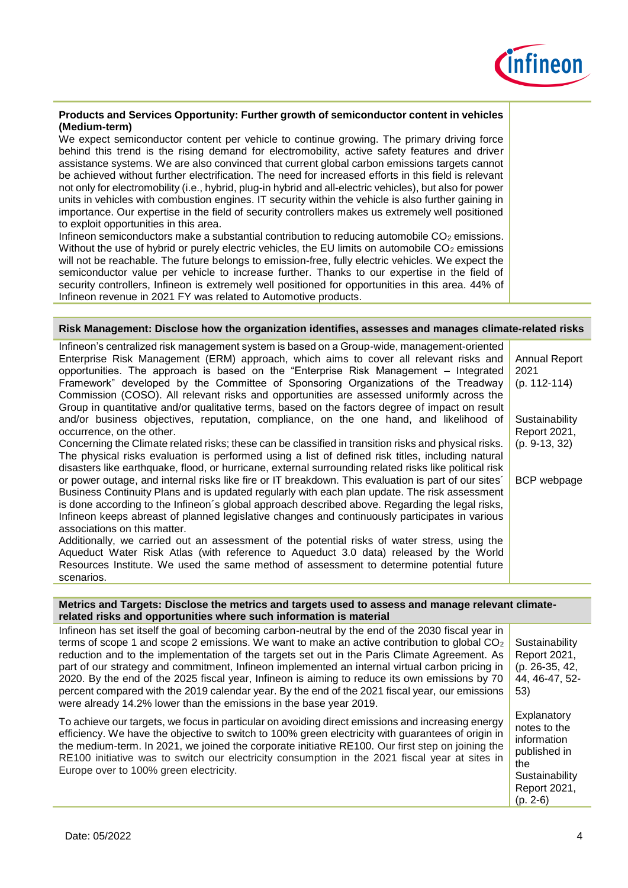| **Products and Services Opportunity: Further growth of semiconductor content in vehicles (Medium-term)**<br>We expect semiconductor content per vehicle to continue growing. The primary driving force behind this trend is the rising demand for electromobility, active safety features and driver assistance systems. We are also convinced that current global carbon emissions targets cannot be achieved without further electrification. The need for increased efforts in this field is relevant not only for electromobility (i.e., hybrid, plug-in hybrid and all-electric vehicles), but also for power units in vehicles with combustion engines. IT security within the vehicle is also further gaining in importance. Our expertise in the field of security controllers makes us extremely well positioned to exploit opportunities in this area.<br>Infineon semiconductors make a substantial contribution to reducing automobile $CO_2$ emissions. Without the use of hybrid or purely electric vehicles, the EU limits on automobile $CO_2$ emissions will not be reachable. The future belongs to emission-free, fully electric vehicles. We expect the semiconductor value per vehicle to increase further. Thanks to our expertise in the field of security controllers, Infineon is extremely well positioned for opportunities in this area. 44% of Infineon revenue in 2021 FY was related to Automotive products. | |
|---|---|

| **Risk Management: Disclose how the organization identifies, assesses and manages climate-related risks** | |
|---|---|
| Infineon's centralized risk management system is based on a Group-wide, management-oriented Enterprise Risk Management (ERM) approach, which aims to cover all relevant risks and opportunities. The approach is based on the "Enterprise Risk Management – Integrated Framework" developed by the Committee of Sponsoring Organizations of the Treadway Commission (COSO). All relevant risks and opportunities are assessed uniformly across the Group in quantitative and/or qualitative terms, based on the factors degree of impact on result and/or business objectives, reputation, compliance, on the one hand, and likelihood of occurrence, on the other.<br>Concerning the Climate related risks; these can be classified in transition risks and physical risks. The physical risks evaluation is performed using a list of defined risk titles, including natural disasters like earthquake, flood, or hurricane, external surrounding related risks like political risk or power outage, and internal risks like fire or IT breakdown. This evaluation is part of our sites´ Business Continuity Plans and is updated regularly with each plan update. The risk assessment is done according to the Infineon´s global approach described above. Regarding the legal risks, Infineon keeps abreast of planned legislative changes and continuously participates in various associations on this matter.<br>Additionally, we carried out an assessment of the potential risks of water stress, using the Aqueduct Water Risk Atlas (with reference to Aqueduct 3.0 data) released by the World Resources Institute. We used the same method of assessment to determine potential future scenarios. | Annual Report 2021 (p. 112-114)<br><br>Sustainability Report 2021, (p. 9-13, 32)<br><br>BCP webpage |

| **Metrics and Targets: Disclose the metrics and targets used to assess and manage relevant climate-related risks and opportunities where such information is material** | |
|---|---|
| Infineon has set itself the goal of becoming carbon-neutral by the end of the 2030 fiscal year in terms of scope 1 and scope 2 emissions. We want to make an active contribution to global $CO_2$ reduction and to the implementation of the targets set out in the Paris Climate Agreement. As part of our strategy and commitment, Infineon implemented an internal virtual carbon pricing in 2020. By the end of the 2025 fiscal year, Infineon is aiming to reduce its own emissions by 70 percent compared with the 2019 calendar year. By the end of the 2021 fiscal year, our emissions were already 14.2% lower than the emissions in the base year 2019. | Sustainability Report 2021, (p. 26-35, 42, 44, 46-47, 52-53) |
| To achieve our targets, we focus in particular on avoiding direct emissions and increasing energy efficiency. We have the objective to switch to 100% green electricity with guarantees of origin in the medium-term. In 2021, we joined the corporate initiative RE100. Our first step on joining the RE100 initiative was to switch our electricity consumption in the 2021 fiscal year at sites in Europe over to 100% green electricity. | Explanatory notes to the information published in the Sustainability Report 2021, (p. 2-6) |

Date: 05/2022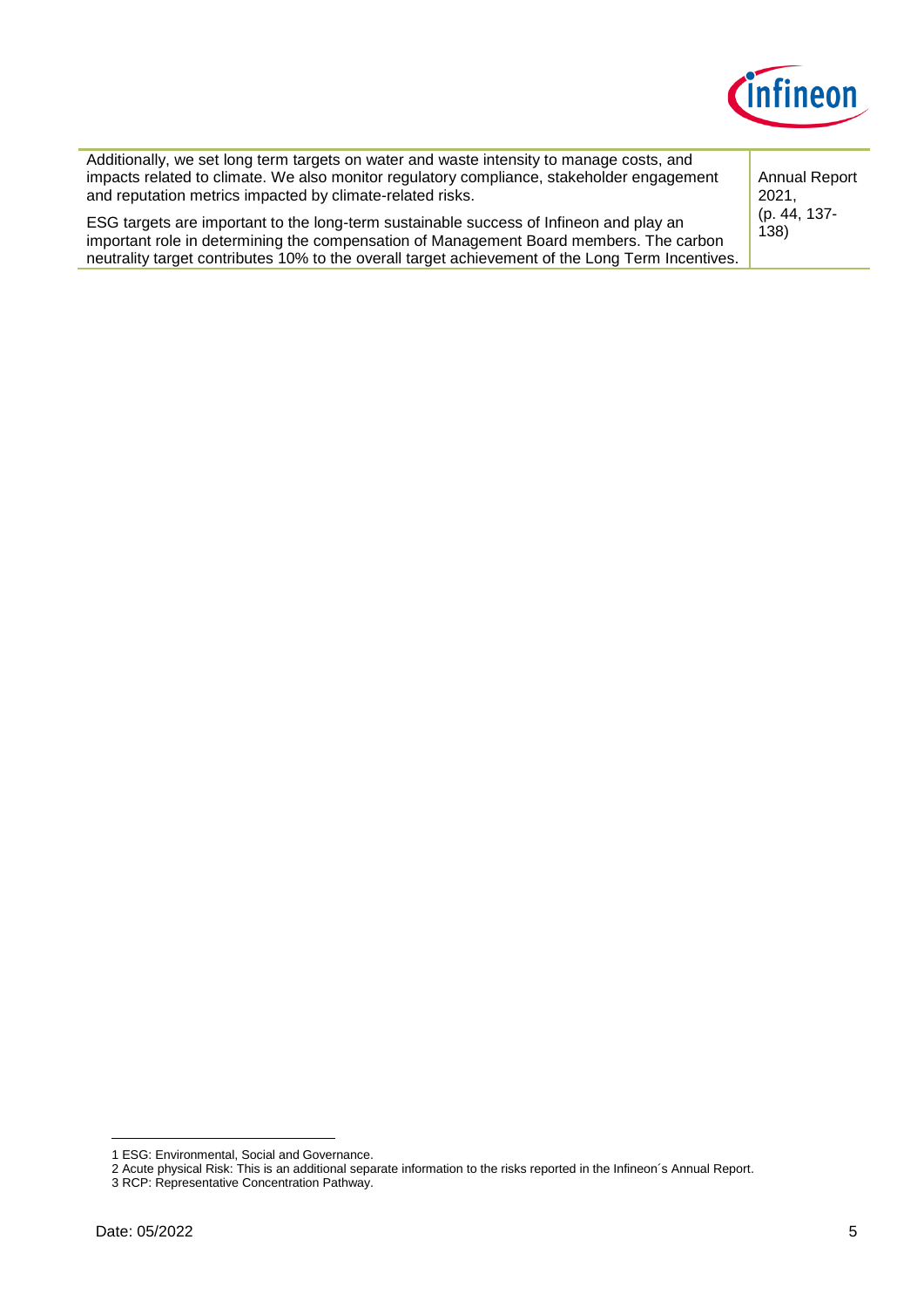| | |
|---|---|
| Additionally, we set long term targets on water and waste intensity to manage costs, and impacts related to climate. We also monitor regulatory compliance, stakeholder engagement and reputation metrics impacted by climate-related risks.<br><br>ESG targets are important to the long-term sustainable success of Infineon and play an important role in determining the compensation of Management Board members. The carbon neutrality target contributes 10% to the overall target achievement of the Long Term Incentives. | Annual Report 2021, (p. 44, 137-138) |

1 ESG: Environmental, Social and Governance.

2 Acute physical Risk: This is an additional separate information to the risks reported in the Infineon´s Annual Report.

3 RCP: Representative Concentration Pathway.

Date: 05/2022